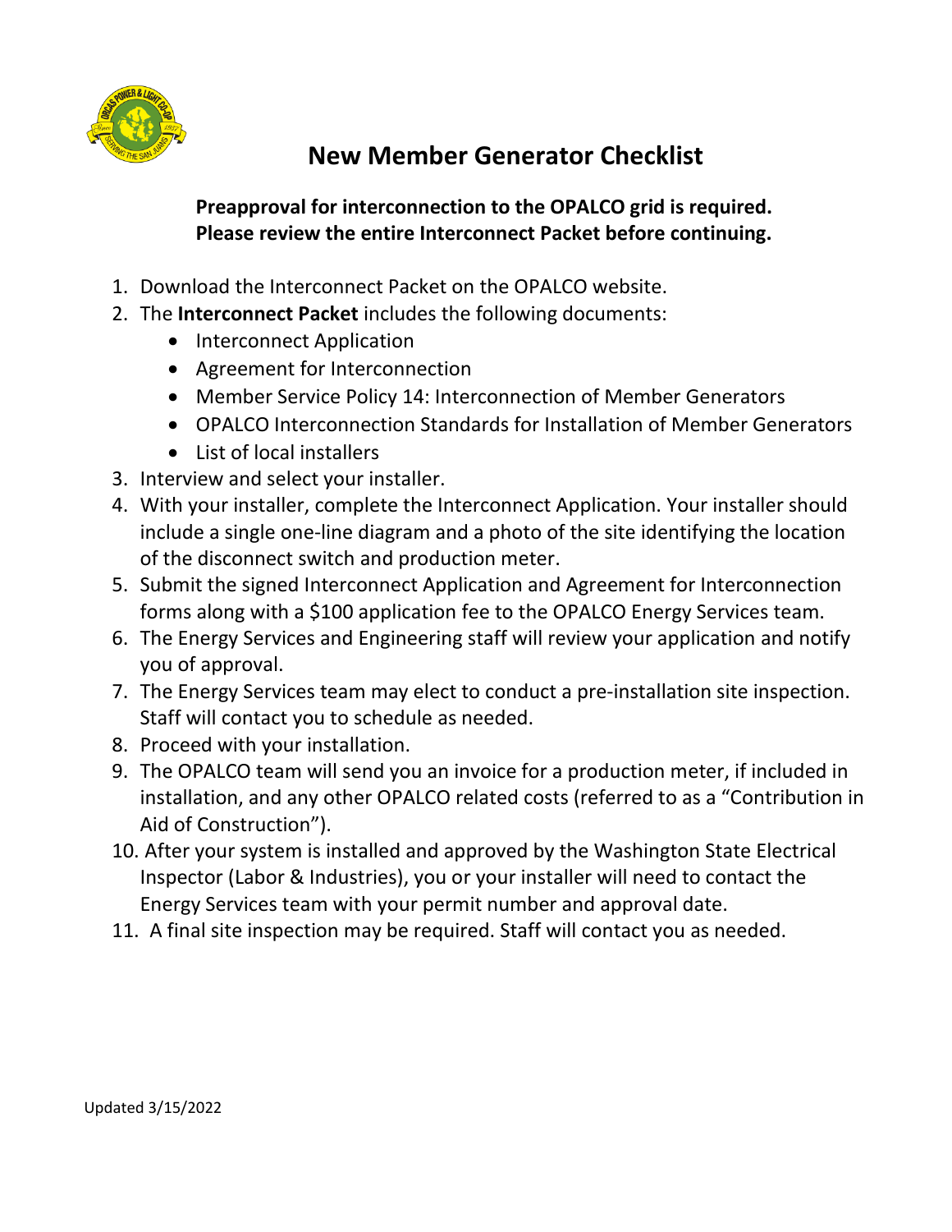# New Member Generator Checklist

**Preapproval for interconnection to the OPALCO grid is required.**
**Please review the entire Interconnect Packet before continuing.**

1. Download the Interconnect Packet on the OPALCO website.
2. The **Interconnect Packet** includes the following documents:
   - Interconnect Application
   - Agreement for Interconnection
   - Member Service Policy 14: Interconnection of Member Generators
   - OPALCO Interconnection Standards for Installation of Member Generators
   - List of local installers
3. Interview and select your installer.
4. With your installer, complete the Interconnect Application. Your installer should include a single one-line diagram and a photo of the site identifying the location of the disconnect switch and production meter.
5. Submit the signed Interconnect Application and Agreement for Interconnection forms along with a $100 application fee to the OPALCO Energy Services team.
6. The Energy Services and Engineering staff will review your application and notify you of approval.
7. The Energy Services team may elect to conduct a pre-installation site inspection. Staff will contact you to schedule as needed.
8. Proceed with your installation.
9. The OPALCO team will send you an invoice for a production meter, if included in installation, and any other OPALCO related costs (referred to as a "Contribution in Aid of Construction").
10. After your system is installed and approved by the Washington State Electrical Inspector (Labor & Industries), you or your installer will need to contact the Energy Services team with your permit number and approval date.
11. A final site inspection may be required. Staff will contact you as needed.

Updated 3/15/2022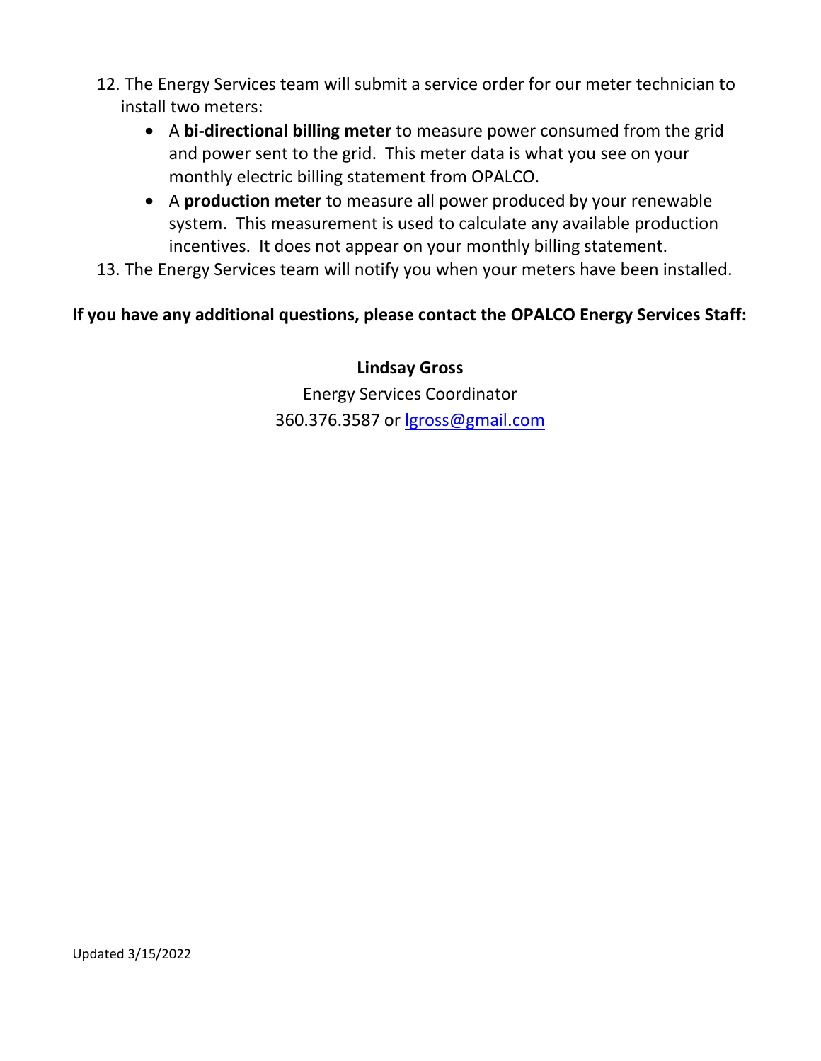12. The Energy Services team will submit a service order for our meter technician to install two meters:
    - A **bi-directional billing meter** to measure power consumed from the grid and power sent to the grid. This meter data is what you see on your monthly electric billing statement from OPALCO.
    - A **production meter** to measure all power produced by your renewable system. This measurement is used to calculate any available production incentives. It does not appear on your monthly billing statement.
13. The Energy Services team will notify you when your meters have been installed.

**If you have any additional questions, please contact the OPALCO Energy Services Staff:**

**Lindsay Gross**

Energy Services Coordinator

360.376.3587 or [lgross@gmail.com](mailto:lgross@gmail.com)

Updated 3/15/2022